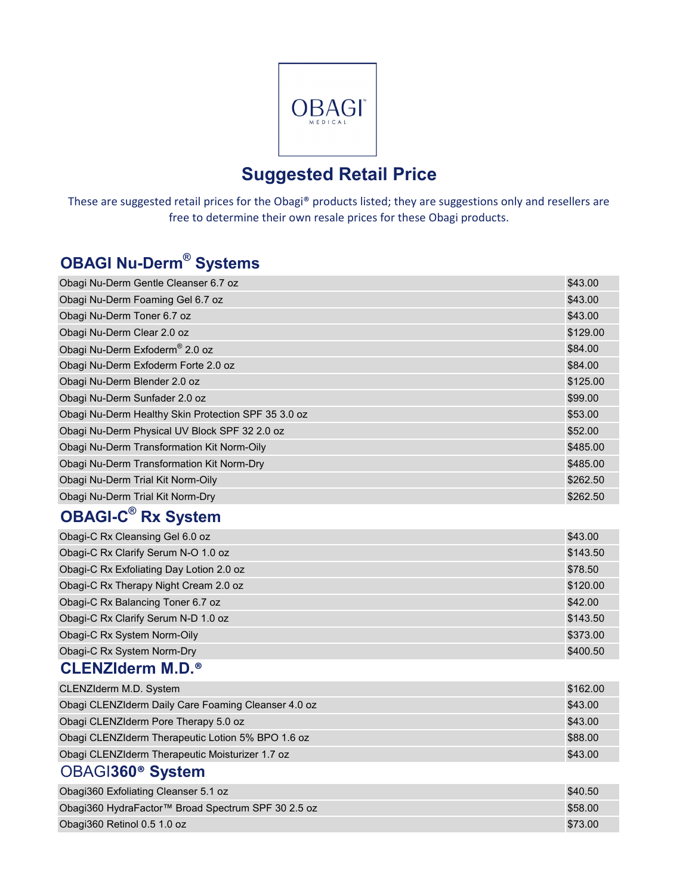OBAGI
MEDICAL

# Suggested Retail Price

These are suggested retail prices for the Obagi® products listed; they are suggestions only and resellers are free to determine their own resale prices for these Obagi products.

## OBAGI Nu-Derm® Systems

| Product | Price |
|---|---|
| Obagi Nu-Derm Gentle Cleanser 6.7 oz | $43.00 |
| Obagi Nu-Derm Foaming Gel 6.7 oz | $43.00 |
| Obagi Nu-Derm Toner 6.7 oz | $43.00 |
| Obagi Nu-Derm Clear 2.0 oz | $129.00 |
| Obagi Nu-Derm Exfoderm® 2.0 oz | $84.00 |
| Obagi Nu-Derm Exfoderm Forte 2.0 oz | $84.00 |
| Obagi Nu-Derm Blender 2.0 oz | $125.00 |
| Obagi Nu-Derm Sunfader 2.0 oz | $99.00 |
| Obagi Nu-Derm Healthy Skin Protection SPF 35 3.0 oz | $53.00 |
| Obagi Nu-Derm Physical UV Block SPF 32 2.0 oz | $52.00 |
| Obagi Nu-Derm Transformation Kit Norm-Oily | $485.00 |
| Obagi Nu-Derm Transformation Kit Norm-Dry | $485.00 |
| Obagi Nu-Derm Trial Kit Norm-Oily | $262.50 |
| Obagi Nu-Derm Trial Kit Norm-Dry | $262.50 |

## OBAGI-C® Rx System

| Product | Price |
|---|---|
| Obagi-C Rx Cleansing Gel 6.0 oz | $43.00 |
| Obagi-C Rx Clarify Serum N-O 1.0 oz | $143.50 |
| Obagi-C Rx Exfoliating Day Lotion 2.0 oz | $78.50 |
| Obagi-C Rx Therapy Night Cream 2.0 oz | $120.00 |
| Obagi-C Rx Balancing Toner 6.7 oz | $42.00 |
| Obagi-C Rx Clarify Serum N-D 1.0 oz | $143.50 |
| Obagi-C Rx System Norm-Oily | $373.00 |
| Obagi-C Rx System Norm-Dry | $400.50 |

## CLENZIderm M.D.®

| Product | Price |
|---|---|
| CLENZIderm M.D. System | $162.00 |
| Obagi CLENZIderm Daily Care Foaming Cleanser 4.0 oz | $43.00 |
| Obagi CLENZIderm Pore Therapy 5.0 oz | $43.00 |
| Obagi CLENZIderm Therapeutic Lotion 5% BPO 1.6 oz | $88.00 |
| Obagi CLENZIderm Therapeutic Moisturizer 1.7 oz | $43.00 |

## OBAGI360® System

| Product | Price |
|---|---|
| Obagi360 Exfoliating Cleanser 5.1 oz | $40.50 |
| Obagi360 HydraFactor™ Broad Spectrum SPF 30 2.5 oz | $58.00 |
| Obagi360 Retinol 0.5 1.0 oz | $73.00 |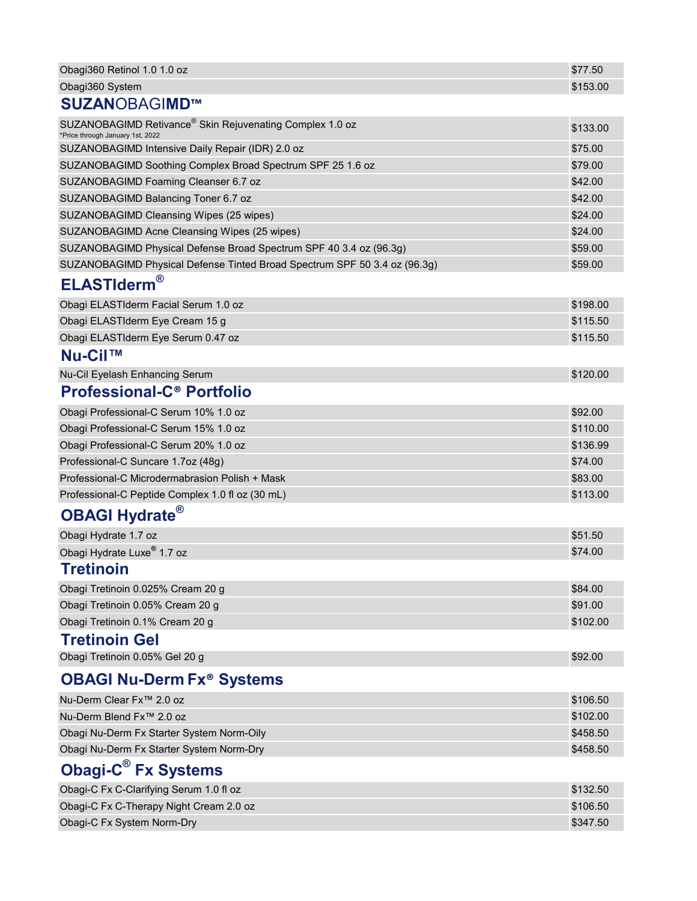| | |
|---|---|
| Obagi360 Retinol 1.0 1.0 oz | $77.50 |
| Obagi360 System | $153.00 |

## SUZANOBAGIMD™

| | |
|---|---|
| SUZANOBAGIMD Retivance® Skin Rejuvenating Complex 1.0 oz *Price through January 1st, 2022 | $133.00 |
| SUZANOBAGIMD Intensive Daily Repair (IDR) 2.0 oz | $75.00 |
| SUZANOBAGIMD Soothing Complex Broad Spectrum SPF 25 1.6 oz | $79.00 |
| SUZANOBAGIMD Foaming Cleanser 6.7 oz | $42.00 |
| SUZANOBAGIMD Balancing Toner 6.7 oz | $42.00 |
| SUZANOBAGIMD Cleansing Wipes (25 wipes) | $24.00 |
| SUZANOBAGIMD Acne Cleansing Wipes (25 wipes) | $24.00 |
| SUZANOBAGIMD Physical Defense Broad Spectrum SPF 40 3.4 oz (96.3g) | $59.00 |
| SUZANOBAGIMD Physical Defense Tinted Broad Spectrum SPF 50 3.4 oz (96.3g) | $59.00 |

## ELASTIderm®

| | |
|---|---|
| Obagi ELASTIderm Facial Serum 1.0 oz | $198.00 |
| Obagi ELASTIderm Eye Cream 15 g | $115.50 |
| Obagi ELASTIderm Eye Serum 0.47 oz | $115.50 |

## Nu-Cil™

| | |
|---|---|
| Nu-Cil Eyelash Enhancing Serum | $120.00 |

## Professional-C® Portfolio

| | |
|---|---|
| Obagi Professional-C Serum 10% 1.0 oz | $92.00 |
| Obagi Professional-C Serum 15% 1.0 oz | $110.00 |
| Obagi Professional-C Serum 20% 1.0 oz | $136.99 |
| Professional-C Suncare 1.7oz (48g) | $74.00 |
| Professional-C Microdermabrasion Polish + Mask | $83.00 |
| Professional-C Peptide Complex 1.0 fl oz (30 mL) | $113.00 |

## OBAGI Hydrate®

| | |
|---|---|
| Obagi Hydrate 1.7 oz | $51.50 |
| Obagi Hydrate Luxe® 1.7 oz | $74.00 |

## Tretinoin

| | |
|---|---|
| Obagi Tretinoin 0.025% Cream 20 g | $84.00 |
| Obagi Tretinoin 0.05% Cream 20 g | $91.00 |
| Obagi Tretinoin 0.1% Cream 20 g | $102.00 |

## Tretinoin Gel

| | |
|---|---|
| Obagi Tretinoin 0.05% Gel 20 g | $92.00 |

## OBAGI Nu-Derm Fx® Systems

| | |
|---|---|
| Nu-Derm Clear Fx™ 2.0 oz | $106.50 |
| Nu-Derm Blend Fx™ 2.0 oz | $102.00 |
| Obagi Nu-Derm Fx Starter System Norm-Oily | $458.50 |
| Obagi Nu-Derm Fx Starter System Norm-Dry | $458.50 |

## Obagi-C® Fx Systems

| | |
|---|---|
| Obagi-C Fx C-Clarifying Serum 1.0 fl oz | $132.50 |
| Obagi-C Fx C-Therapy Night Cream 2.0 oz | $106.50 |
| Obagi-C Fx System Norm-Dry | $347.50 |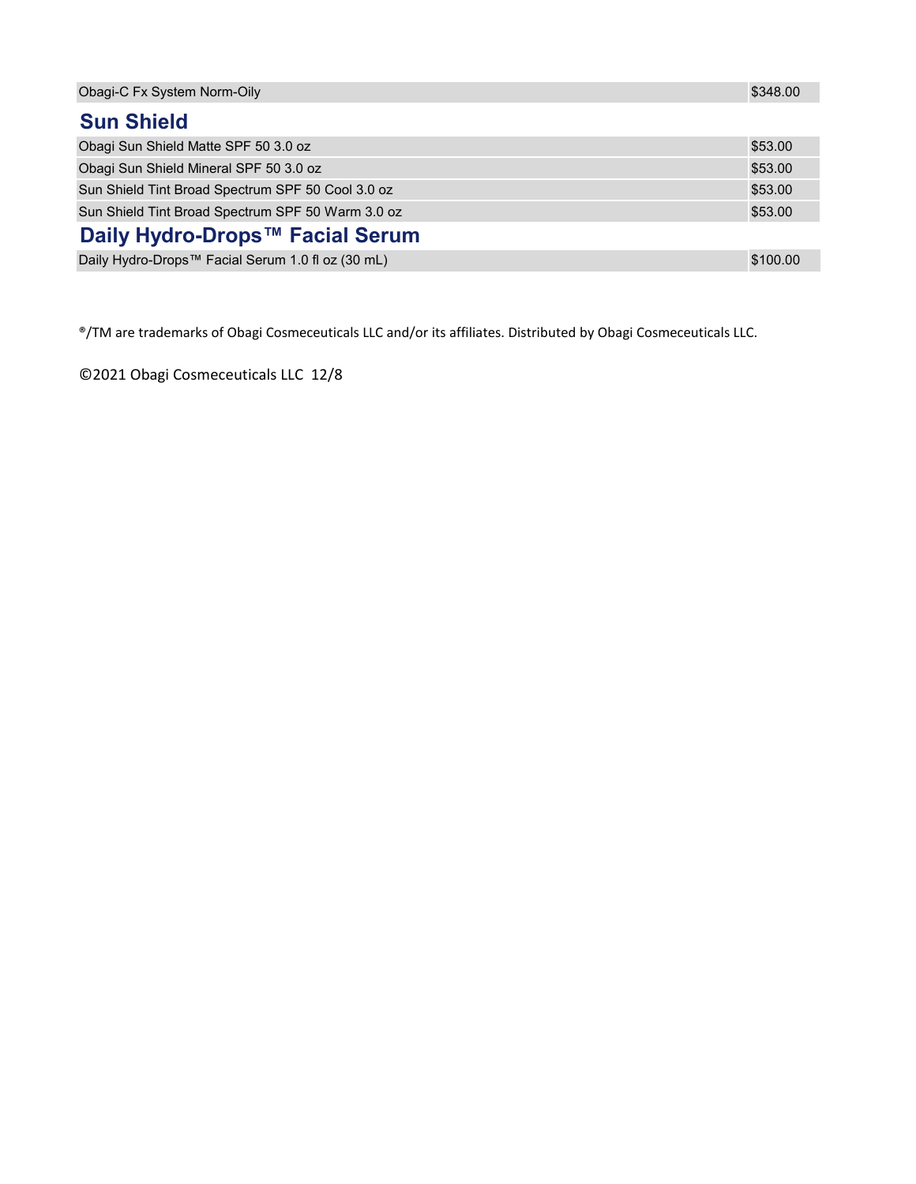| | |
|---|---|
| Obagi-C Fx System Norm-Oily | $348.00 |

## Sun Shield

| | |
|---|---|
| Obagi Sun Shield Matte SPF 50 3.0 oz | $53.00 |
| Obagi Sun Shield Mineral SPF 50 3.0 oz | $53.00 |
| Sun Shield Tint Broad Spectrum SPF 50 Cool 3.0 oz | $53.00 |
| Sun Shield Tint Broad Spectrum SPF 50 Warm 3.0 oz | $53.00 |

## Daily Hydro-Drops™ Facial Serum

| | |
|---|---|
| Daily Hydro-Drops™ Facial Serum 1.0 fl oz (30 mL) | $100.00 |

®/TM are trademarks of Obagi Cosmeceuticals LLC and/or its affiliates. Distributed by Obagi Cosmeceuticals LLC.

©2021 Obagi Cosmeceuticals LLC 12/8